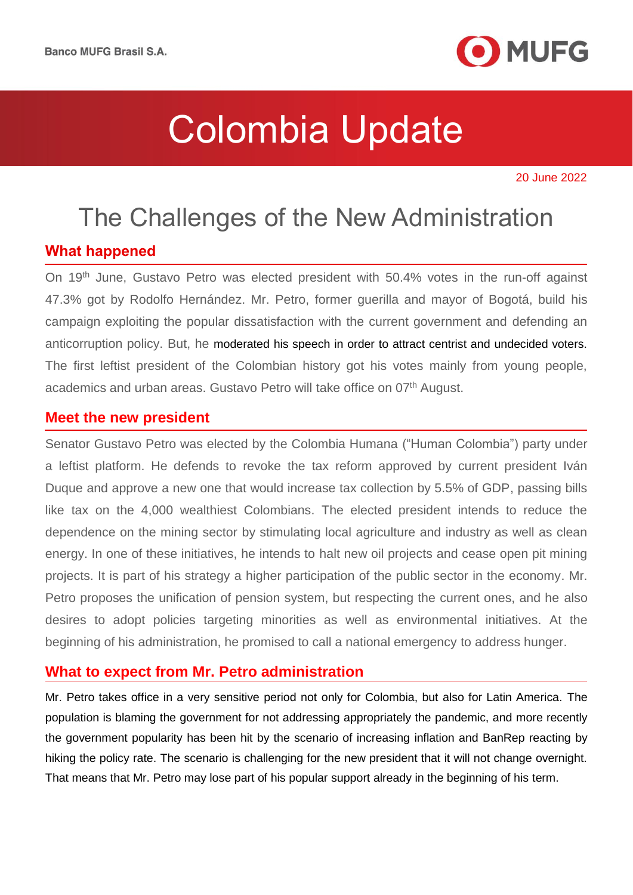Banco MUFG Brasil S.A.

# Colombia Update

20 June 2022

## The Challenges of the New Administration

### What happened

On 19th June, Gustavo Petro was elected president with 50.4% votes in the run-off against 47.3% got by Rodolfo Hernández. Mr. Petro, former guerilla and mayor of Bogotá, build his campaign exploiting the popular dissatisfaction with the current government and defending an anticorruption policy. But, he moderated his speech in order to attract centrist and undecided voters. The first leftist president of the Colombian history got his votes mainly from young people, academics and urban areas. Gustavo Petro will take office on 07th August.

### Meet the new president

Senator Gustavo Petro was elected by the Colombia Humana ("Human Colombia") party under a leftist platform. He defends to revoke the tax reform approved by current president Iván Duque and approve a new one that would increase tax collection by 5.5% of GDP, passing bills like tax on the 4,000 wealthiest Colombians. The elected president intends to reduce the dependence on the mining sector by stimulating local agriculture and industry as well as clean energy. In one of these initiatives, he intends to halt new oil projects and cease open pit mining projects. It is part of his strategy a higher participation of the public sector in the economy. Mr. Petro proposes the unification of pension system, but respecting the current ones, and he also desires to adopt policies targeting minorities as well as environmental initiatives. At the beginning of his administration, he promised to call a national emergency to address hunger.

### What to expect from Mr. Petro administration

Mr. Petro takes office in a very sensitive period not only for Colombia, but also for Latin America. The population is blaming the government for not addressing appropriately the pandemic, and more recently the government popularity has been hit by the scenario of increasing inflation and BanRep reacting by hiking the policy rate. The scenario is challenging for the new president that it will not change overnight. That means that Mr. Petro may lose part of his popular support already in the beginning of his term.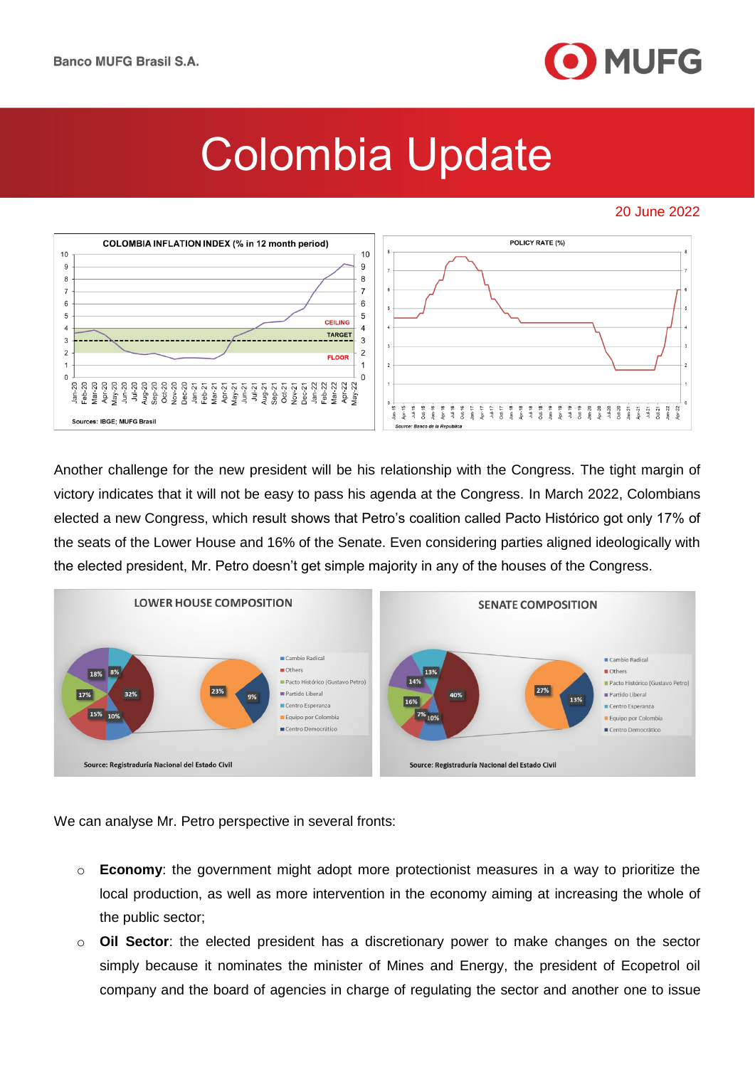Another challenge for the new president will be his relationship with the Congress. The tight margin of victory indicates that it will not be easy to pass his agenda at the Congress. In March 2022, Colombians elected a new Congress, which result shows that Petro's coalition called Pacto Histórico got only 17% of the seats of the Lower House and 16% of the Senate. Even considering parties aligned ideologically with the elected president, Mr. Petro doesn't get simple majority in any of the houses of the Congress.

We can analyse Mr. Petro perspective in several fronts:

- **Economy**: the government might adopt more protectionist measures in a way to prioritize the local production, as well as more intervention in the economy aiming at increasing the whole of the public sector;
- **Oil Sector**: the elected president has a discretionary power to make changes on the sector simply because it nominates the minister of Mines and Energy, the president of Ecopetrol oil company and the board of agencies in charge of regulating the sector and another one to issue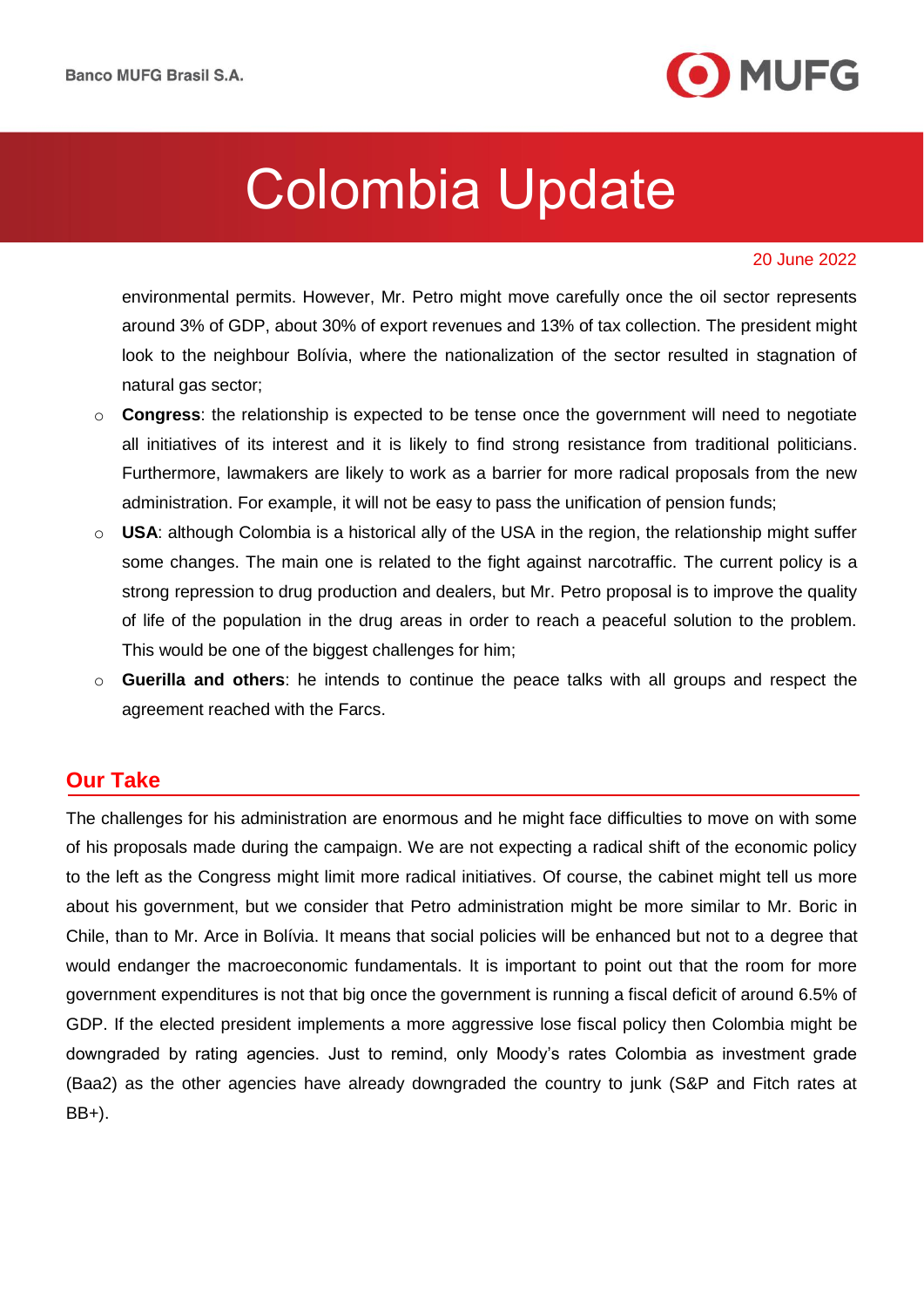environmental permits. However, Mr. Petro might move carefully once the oil sector represents around 3% of GDP, about 30% of export revenues and 13% of tax collection. The president might look to the neighbour Bolívia, where the nationalization of the sector resulted in stagnation of natural gas sector;

- **Congress**: the relationship is expected to be tense once the government will need to negotiate all initiatives of its interest and it is likely to find strong resistance from traditional politicians. Furthermore, lawmakers are likely to work as a barrier for more radical proposals from the new administration. For example, it will not be easy to pass the unification of pension funds;
- **USA**: although Colombia is a historical ally of the USA in the region, the relationship might suffer some changes. The main one is related to the fight against narcotraffic. The current policy is a strong repression to drug production and dealers, but Mr. Petro proposal is to improve the quality of life of the population in the drug areas in order to reach a peaceful solution to the problem. This would be one of the biggest challenges for him;
- **Guerilla and others**: he intends to continue the peace talks with all groups and respect the agreement reached with the Farcs.

## Our Take

The challenges for his administration are enormous and he might face difficulties to move on with some of his proposals made during the campaign. We are not expecting a radical shift of the economic policy to the left as the Congress might limit more radical initiatives. Of course, the cabinet might tell us more about his government, but we consider that Petro administration might be more similar to Mr. Boric in Chile, than to Mr. Arce in Bolívia. It means that social policies will be enhanced but not to a degree that would endanger the macroeconomic fundamentals. It is important to point out that the room for more government expenditures is not that big once the government is running a fiscal deficit of around 6.5% of GDP. If the elected president implements a more aggressive lose fiscal policy then Colombia might be downgraded by rating agencies. Just to remind, only Moody's rates Colombia as investment grade (Baa2) as the other agencies have already downgraded the country to junk (S&P and Fitch rates at BB+).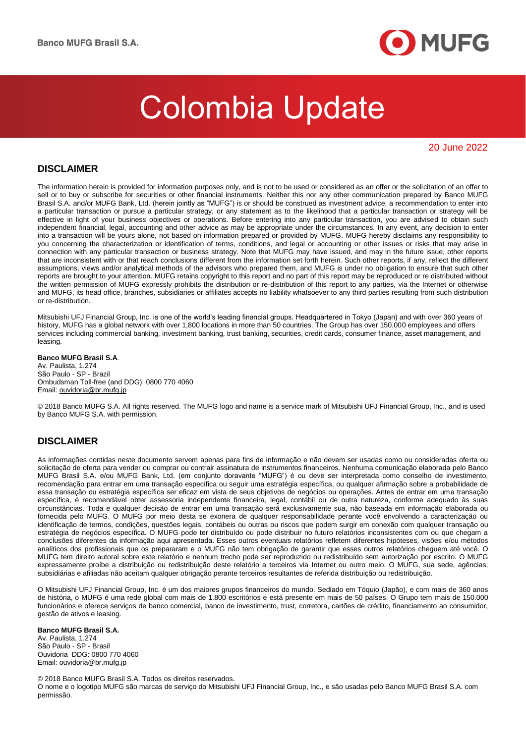Banco MUFG Brasil S.A.

# Colombia Update

20 June 2022

## DISCLAIMER

The information herein is provided for information purposes only, and is not to be used or considered as an offer or the solicitation of an offer to sell or to buy or subscribe for securities or other financial instruments. Neither this nor any other communication prepared by Banco MUFG Brasil S.A. and/or MUFG Bank, Ltd. (herein jointly as "MUFG") is or should be construed as investment advice, a recommendation to enter into a particular transaction or pursue a particular strategy, or any statement as to the likelihood that a particular transaction or strategy will be effective in light of your business objectives or operations. Before entering into any particular transaction, you are advised to obtain such independent financial, legal, accounting and other advice as may be appropriate under the circumstances. In any event, any decision to enter into a transaction will be yours alone, not based on information prepared or provided by MUFG. MUFG hereby disclaims any responsibility to you concerning the characterization or identification of terms, conditions, and legal or accounting or other issues or risks that may arise in connection with any particular transaction or business strategy. Note that MUFG may have issued, and may in the future issue, other reports that are inconsistent with or that reach conclusions different from the information set forth herein. Such other reports, if any, reflect the different assumptions, views and/or analytical methods of the advisors who prepared them, and MUFG is under no obligation to ensure that such other reports are brought to your attention. MUFG retains copyright to this report and no part of this report may be reproduced or re distributed without the written permission of MUFG expressly prohibits the distribution or re-distribution of this report to any parties, via the Internet or otherwise and MUFG, its head office, branches, subsidiaries or affiliates accepts no liability whatsoever to any third parties resulting from such distribution or re-distribution.

Mitsubishi UFJ Financial Group, Inc. is one of the world's leading financial groups. Headquartered in Tokyo (Japan) and with over 360 years of history, MUFG has a global network with over 1,800 locations in more than 50 countries. The Group has over 150,000 employees and offers services including commercial banking, investment banking, trust banking, securities, credit cards, consumer finance, asset management, and leasing.

**Banco MUFG Brasil S.A**.
Av. Paulista, 1.274
São Paulo - SP - Brazil
Ombudsman Toll-free (and DDG): 0800 770 4060
Email: ouvidoria@br.mufg.jp

© 2018 Banco MUFG S.A. All rights reserved. The MUFG logo and name is a service mark of Mitsubishi UFJ Financial Group, Inc., and is used by Banco MUFG S.A. with permission.

## DISCLAIMER

As informações contidas neste documento servem apenas para fins de informação e não devem ser usadas como ou consideradas oferta ou solicitação de oferta para vender ou comprar ou contrair assinatura de instrumentos financeiros. Nenhuma comunicação elaborada pelo Banco MUFG Brasil S.A. e/ou MUFG Bank, Ltd. (em conjunto doravante "MUFG") é ou deve ser interpretada como conselho de investimento, recomendação para entrar em uma transação específica ou seguir uma estratégia específica, ou qualquer afirmação sobre a probabilidade de essa transação ou estratégia específica ser eficaz em vista de seus objetivos de negócios ou operações. Antes de entrar em uma transação específica, é recomendável obter assessoria independente financeira, legal, contábil ou de outra natureza, conforme adequado às suas circunstâncias. Toda e qualquer decisão de entrar em uma transação será exclusivamente sua, não baseada em informação elaborada ou fornecida pelo MUFG. O MUFG por meio desta se exonera de qualquer responsabilidade perante você envolvendo a caracterização ou identificação de termos, condições, questões legais, contábeis ou outras ou riscos que podem surgir em conexão com qualquer transação ou estratégia de negócios específica. O MUFG pode ter distribuído ou pode distribuir no futuro relatórios inconsistentes com ou que chegam a conclusões diferentes da informação aqui apresentada. Esses outros eventuais relatórios refletem diferentes hipóteses, visões e/ou métodos analíticos dos profissionais que os prepararam e o MUFG não tem obrigação de garantir que esses outros relatórios cheguem até você. O MUFG tem direito autoral sobre este relatório e nenhum trecho pode ser reproduzido ou redistribuído sem autorização por escrito. O MUFG expressamente proíbe a distribuição ou redistribuição deste relatório a terceiros via Internet ou outro meio. O MUFG, sua sede, agências, subsidiárias e afiliadas não aceitam qualquer obrigação perante terceiros resultantes de referida distribuição ou redistribuição.

O Mitsubishi UFJ Financial Group, Inc. é um dos maiores grupos financeiros do mundo. Sediado em Tóquio (Japão), e com mais de 360 anos de história, o MUFG é uma rede global com mais de 1.800 escritórios e está presente em mais de 50 países. O Grupo tem mais de 150.000 funcionários e oferece serviços de banco comercial, banco de investimento, trust, corretora, cartões de crédito, financiamento ao consumidor, gestão de ativos e leasing.

**Banco MUFG Brasil S.A.**
Av. Paulista, 1.274
São Paulo - SP - Brasil
Ouvidoria DDG: 0800 770 4060
Email: ouvidoria@br.mufg.jp

© 2018 Banco MUFG Brasil S.A. Todos os direitos reservados.
O nome e o logotipo MUFG são marcas de serviço do Mitsubishi UFJ Financial Group, Inc., e são usadas pelo Banco MUFG Brasil S.A. com permissão.